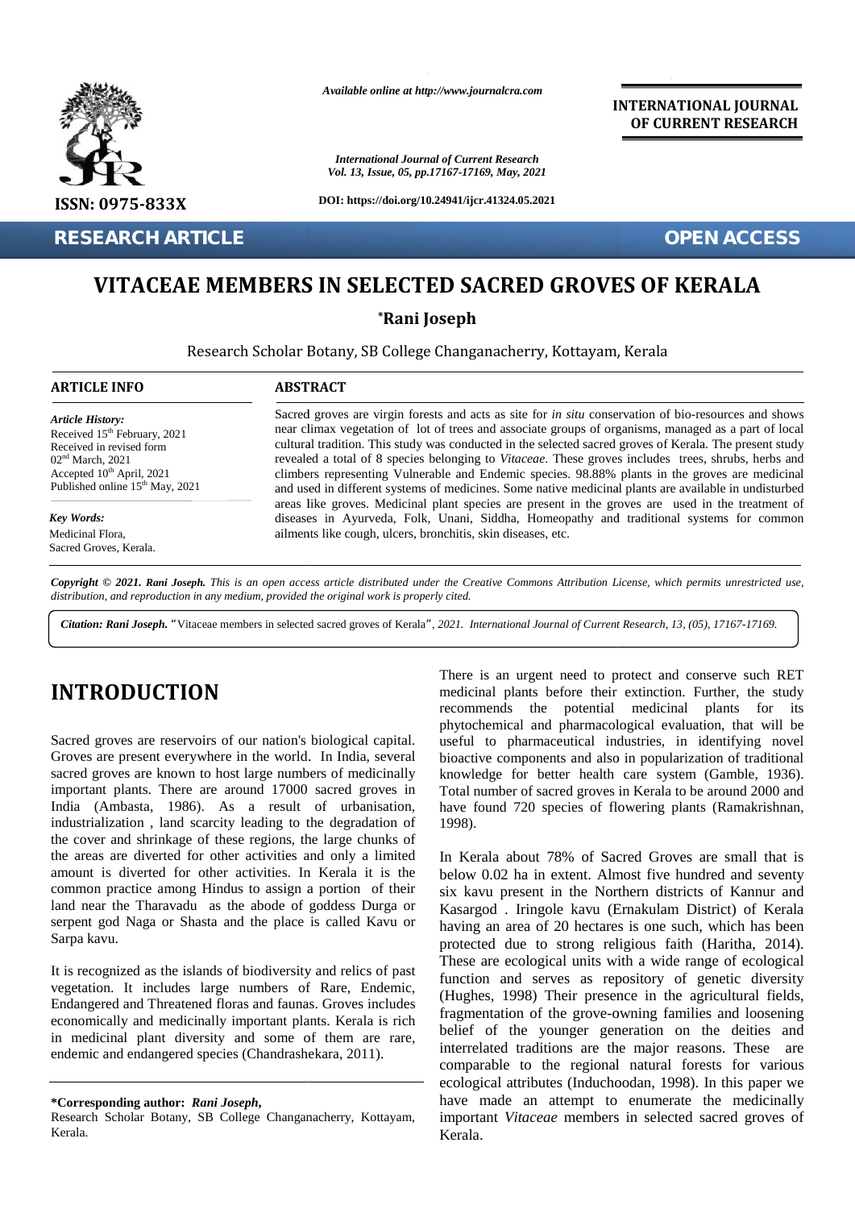Available online at http://www.journalcra.com

International Journal of Current Research
Vol. 13, Issue, 05, pp.17167-17169, May, 2021

DOI: https://doi.org/10.24941/ijcr.41324.05.2021

INTERNATIONAL JOURNAL OF CURRENT RESEARCH

ISSN: 0975-833X

RESEARCH ARTICLE

OPEN ACCESS

# VITACEAE MEMBERS IN SELECTED SACRED GROVES OF KERALA

**\*Rani Joseph**

Research Scholar Botany, SB College Changanacherry, Kottayam, Kerala

## ARTICLE INFO

*Article History:*
Received 15th February, 2021
Received in revised form
02nd March, 2021
Accepted 10th April, 2021
Published online 15th May, 2021

*Key Words:*
Medicinal Flora,
Sacred Groves, Kerala.

## ABSTRACT

Sacred groves are virgin forests and acts as site for *in situ* conservation of bio-resources and shows near climax vegetation of lot of trees and associate groups of organisms, managed as a part of local cultural tradition. This study was conducted in the selected sacred groves of Kerala. The present study revealed a total of 8 species belonging to *Vitaceae*. These groves includes trees, shrubs, herbs and climbers representing Vulnerable and Endemic species. 98.88% plants in the groves are medicinal and used in different systems of medicines. Some native medicinal plants are available in undisturbed areas like groves. Medicinal plant species are present in the groves are used in the treatment of diseases in Ayurveda, Folk, Unani, Siddha, Homeopathy and traditional systems for common ailments like cough, ulcers, bronchitis, skin diseases, etc.

***Copyright © 2021. Rani Joseph.*** *This is an open access article distributed under the Creative Commons Attribution License, which permits unrestricted use, distribution, and reproduction in any medium, provided the original work is properly cited.*

***Citation: Rani Joseph.*** "Vitaceae members in selected sacred groves of Kerala", *2021. International Journal of Current Research, 13, (05), 17167-17169.*

# INTRODUCTION

Sacred groves are reservoirs of our nation's biological capital. Groves are present everywhere in the world. In India, several sacred groves are known to host large numbers of medicinally important plants. There are around 17000 sacred groves in India (Ambasta, 1986). As a result of urbanisation, industrialization , land scarcity leading to the degradation of the cover and shrinkage of these regions, the large chunks of the areas are diverted for other activities and only a limited amount is diverted for other activities. In Kerala it is the common practice among Hindus to assign a portion of their land near the Tharavadu as the abode of goddess Durga or serpent god Naga or Shasta and the place is called Kavu or Sarpa kavu.

It is recognized as the islands of biodiversity and relics of past vegetation. It includes large numbers of Rare, Endemic, Endangered and Threatened floras and faunas. Groves includes economically and medicinally important plants. Kerala is rich in medicinal plant diversity and some of them are rare, endemic and endangered species (Chandrashekara, 2011).

There is an urgent need to protect and conserve such RET medicinal plants before their extinction. Further, the study recommends the potential medicinal plants for its phytochemical and pharmacological evaluation, that will be useful to pharmaceutical industries, in identifying novel bioactive components and also in popularization of traditional knowledge for better health care system (Gamble, 1936). Total number of sacred groves in Kerala to be around 2000 and have found 720 species of flowering plants (Ramakrishnan, 1998).

In Kerala about 78% of Sacred Groves are small that is below 0.02 ha in extent. Almost five hundred and seventy six kavu present in the Northern districts of Kannur and Kasargod . Iringole kavu (Ernakulam District) of Kerala having an area of 20 hectares is one such, which has been protected due to strong religious faith (Haritha, 2014). These are ecological units with a wide range of ecological function and serves as repository of genetic diversity (Hughes, 1998) Their presence in the agricultural fields, fragmentation of the grove-owning families and loosening belief of the younger generation on the deities and interrelated traditions are the major reasons. These are comparable to the regional natural forests for various ecological attributes (Induchoodan, 1998). In this paper we have made an attempt to enumerate the medicinally important *Vitaceae* members in selected sacred groves of Kerala.

**\*Corresponding author:** ***Rani Joseph,***
Research Scholar Botany, SB College Changanacherry, Kottayam, Kerala.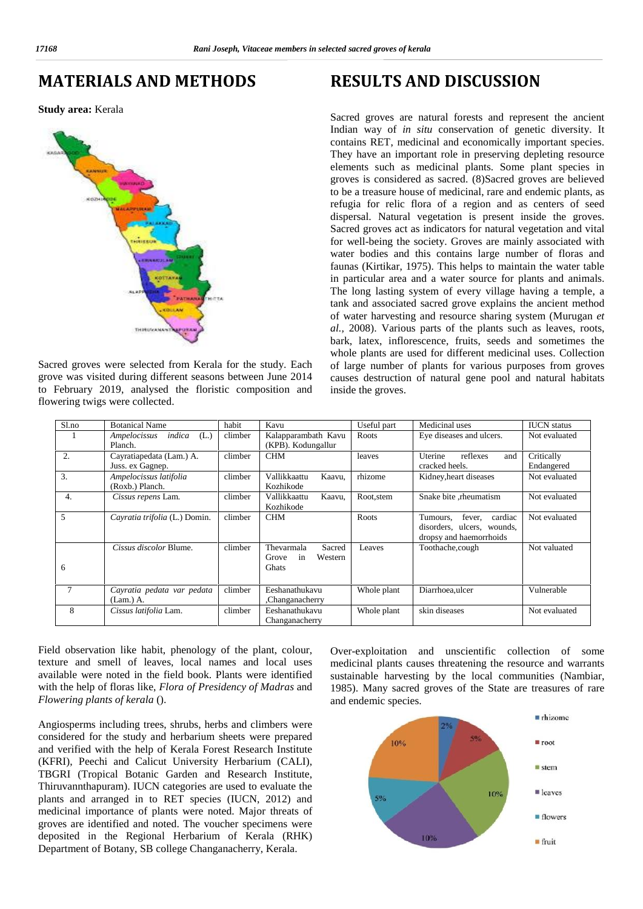# MATERIALS AND METHODS

**Study area:** Kerala

Sacred groves were selected from Kerala for the study. Each grove was visited during different seasons between June 2014 to February 2019, analysed the floristic composition and flowering twigs were collected.

# RESULTS AND DISCUSSION

Sacred groves are natural forests and represent the ancient Indian way of *in situ* conservation of genetic diversity. It contains RET, medicinal and economically important species. They have an important role in preserving depleting resource elements such as medicinal plants. Some plant species in groves is considered as sacred. (8)Sacred groves are believed to be a treasure house of medicinal, rare and endemic plants, as refugia for relic flora of a region and as centers of seed dispersal. Natural vegetation is present inside the groves. Sacred groves act as indicators for natural vegetation and vital for well-being the society. Groves are mainly associated with water bodies and this contains large number of floras and faunas (Kirtikar, 1975). This helps to maintain the water table in particular area and a water source for plants and animals. The long lasting system of every village having a temple, a tank and associated sacred grove explains the ancient method of water harvesting and resource sharing system (Murugan *et al.*, 2008). Various parts of the plants such as leaves, roots, bark, latex, inflorescence, fruits, seeds and sometimes the whole plants are used for different medicinal uses. Collection of large number of plants for various purposes from groves causes destruction of natural gene pool and natural habitats inside the groves.

| Sl.no | Botanical Name | habit | Kavu | Useful part | Medicinal uses | IUCN status |
|---|---|---|---|---|---|---|
| 1 | *Ampelocissus indica* (L.) Planch. | climber | Kalapparambath Kavu (KPB). Kodungallur | Roots | Eye diseases and ulcers. | Not evaluated |
| 2. | Cayratiapedata (Lam.) A. Juss. ex Gagnep. | climber | CHM | leaves | Uterine reflexes and cracked heels. | Critically Endangered |
| 3. | *Ampelocissus latifolia* (Roxb.) Planch. | climber | Vallikkaattu Kaavu, Kozhikode | rhizome | Kidney,heart diseases | Not evaluated |
| 4. | *Cissus repens* Lam. | climber | Vallikkaattu Kaavu, Kozhikode | Root,stem | Snake bite ,rheumatism | Not evaluated |
| 5 | *Cayratia trifolia* (L.) Domin. | climber | CHM | Roots | Tumours, fever, cardiac disorders, ulcers, wounds, dropsy and haemorrhoids | Not evaluated |
| 6 | *Cissus discolor* Blume. | climber | Thevarmala Sacred Grove in Western Ghats | Leaves | Toothache,cough | Not valuated |
| 7 | *Cayratia pedata var pedata* (Lam.) A. | climber | Eeshanathukavu ,Changanacherry | Whole plant | Diarrhoea,ulcer | Vulnerable |
| 8 | *Cissus latifolia* Lam. | climber | Eeshanathukavu Changanacherry | Whole plant | skin diseases | Not evaluated |

Field observation like habit, phenology of the plant, colour, texture and smell of leaves, local names and local uses available were noted in the field book. Plants were identified with the help of floras like, *Flora of Presidency of Madras* and *Flowering plants of kerala* ().

Angiosperms including trees, shrubs, herbs and climbers were considered for the study and herbarium sheets were prepared and verified with the help of Kerala Forest Research Institute (KFRI), Peechi and Calicut University Herbarium (CALI), TBGRI (Tropical Botanic Garden and Research Institute, Thiruvannthapuram). IUCN categories are used to evaluate the plants and arranged in to RET species (IUCN, 2012) and medicinal importance of plants were noted. Major threats of groves are identified and noted. The voucher specimens were deposited in the Regional Herbarium of Kerala (RHK) Department of Botany, SB college Changanacherry, Kerala.

Over-exploitation and unscientific collection of some medicinal plants causes threatening the resource and warrants sustainable harvesting by the local communities (Nambiar, 1985). Many sacred groves of the State are treasures of rare and endemic species.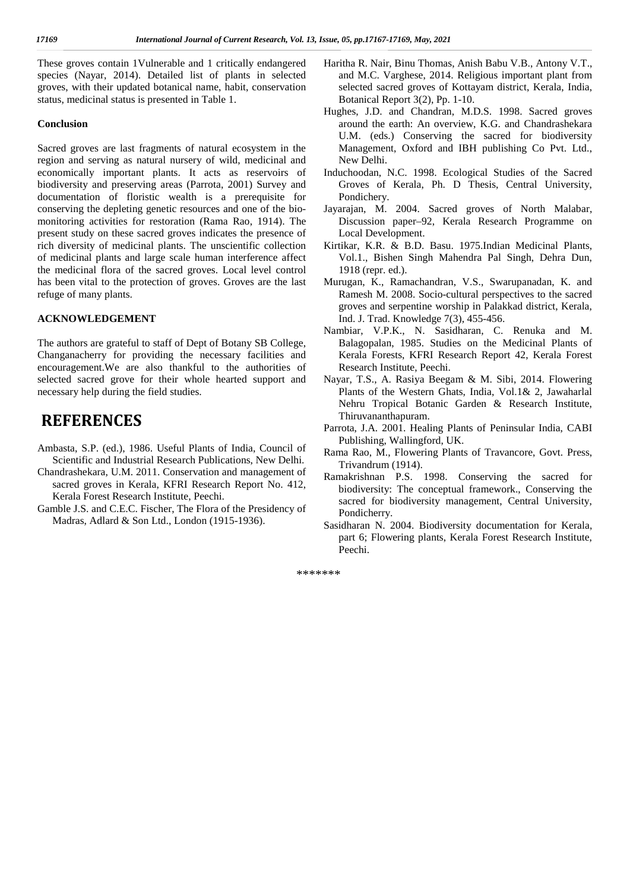These groves contain 1Vulnerable and 1 critically endangered species (Nayar, 2014). Detailed list of plants in selected groves, with their updated botanical name, habit, conservation status, medicinal status is presented in Table 1.

### Conclusion

Sacred groves are last fragments of natural ecosystem in the region and serving as natural nursery of wild, medicinal and economically important plants. It acts as reservoirs of biodiversity and preserving areas (Parrota, 2001) Survey and documentation of floristic wealth is a prerequisite for conserving the depleting genetic resources and one of the bio-monitoring activities for restoration (Rama Rao, 1914). The present study on these sacred groves indicates the presence of rich diversity of medicinal plants. The unscientific collection of medicinal plants and large scale human interference affect the medicinal flora of the sacred groves. Local level control has been vital to the protection of groves. Groves are the last refuge of many plants.

### ACKNOWLEDGEMENT

The authors are grateful to staff of Dept of Botany SB College, Changanacherry for providing the necessary facilities and encouragement.We are also thankful to the authorities of selected sacred grove for their whole hearted support and necessary help during the field studies.

## REFERENCES

Ambasta, S.P. (ed.), 1986. Useful Plants of India, Council of Scientific and Industrial Research Publications, New Delhi.

Chandrashekara, U.M. 2011. Conservation and management of sacred groves in Kerala, KFRI Research Report No. 412, Kerala Forest Research Institute, Peechi.

Gamble J.S. and C.E.C. Fischer, The Flora of the Presidency of Madras, Adlard & Son Ltd., London (1915-1936).

Haritha R. Nair, Binu Thomas, Anish Babu V.B., Antony V.T., and M.C. Varghese, 2014. Religious important plant from selected sacred groves of Kottayam district, Kerala, India, Botanical Report 3(2), Pp. 1-10.

Hughes, J.D. and Chandran, M.D.S. 1998. Sacred groves around the earth: An overview, K.G. and Chandrashekara U.M. (eds.) Conserving the sacred for biodiversity Management, Oxford and IBH publishing Co Pvt. Ltd., New Delhi.

Induchoodan, N.C. 1998. Ecological Studies of the Sacred Groves of Kerala, Ph. D Thesis, Central University, Pondichery.

Jayarajan, M. 2004. Sacred groves of North Malabar, Discussion paper–92, Kerala Research Programme on Local Development.

Kirtikar, K.R. & B.D. Basu. 1975.Indian Medicinal Plants, Vol.1., Bishen Singh Mahendra Pal Singh, Dehra Dun, 1918 (repr. ed.).

Murugan, K., Ramachandran, V.S., Swarupanadan, K. and Ramesh M. 2008. Socio-cultural perspectives to the sacred groves and serpentine worship in Palakkad district, Kerala, Ind. J. Trad. Knowledge 7(3), 455-456.

Nambiar, V.P.K., N. Sasidharan, C. Renuka and M. Balagopalan, 1985. Studies on the Medicinal Plants of Kerala Forests, KFRI Research Report 42, Kerala Forest Research Institute, Peechi.

Nayar, T.S., A. Rasiya Beegam & M. Sibi, 2014. Flowering Plants of the Western Ghats, India, Vol.1& 2, Jawaharlal Nehru Tropical Botanic Garden & Research Institute, Thiruvananthapuram.

Parrota, J.A. 2001. Healing Plants of Peninsular India, CABI Publishing, Wallingford, UK.

Rama Rao, M., Flowering Plants of Travancore, Govt. Press, Trivandrum (1914).

Ramakrishnan P.S. 1998. Conserving the sacred for biodiversity: The conceptual framework., Conserving the sacred for biodiversity management, Central University, Pondicherry.

Sasidharan N. 2004. Biodiversity documentation for Kerala, part 6; Flowering plants, Kerala Forest Research Institute, Peechi.

*******